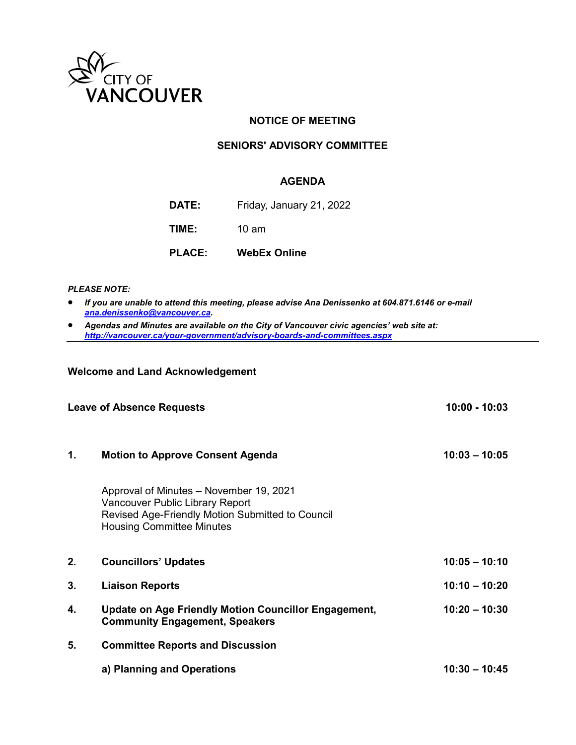CITY OF VANCOUVER

# NOTICE OF MEETING

## SENIORS' ADVISORY COMMITTEE

### AGENDA

**DATE:** Friday, January 21, 2022

**TIME:** 10 am

**PLACE:** **WebEx Online**

***PLEASE NOTE:***

- ***If you are unable to attend this meeting, please advise Ana Denissenko at 604.871.6146 or e-mail [ana.denissenko@vancouver.ca](mailto:ana.denissenko@vancouver.ca).***
- ***Agendas and Minutes are available on the City of Vancouver civic agencies' web site at: [http://vancouver.ca/your-government/advisory-boards-and-committees.aspx](http://vancouver.ca/your-government/advisory-boards-and-committees.aspx)***

---

**Welcome and Land Acknowledgement**

**Leave of Absence Requests** — **10:00 - 10:03**

**1. Motion to Approve Consent Agenda** — **10:03 – 10:05**

Approval of Minutes – November 19, 2021
Vancouver Public Library Report
Revised Age-Friendly Motion Submitted to Council
Housing Committee Minutes

**2. Councillors' Updates** — **10:05 – 10:10**

**3. Liaison Reports** — **10:10 – 10:20**

**4. Update on Age Friendly Motion Councillor Engagement, Community Engagement, Speakers** — **10:20 – 10:30**

**5. Committee Reports and Discussion**

**a) Planning and Operations** — **10:30 – 10:45**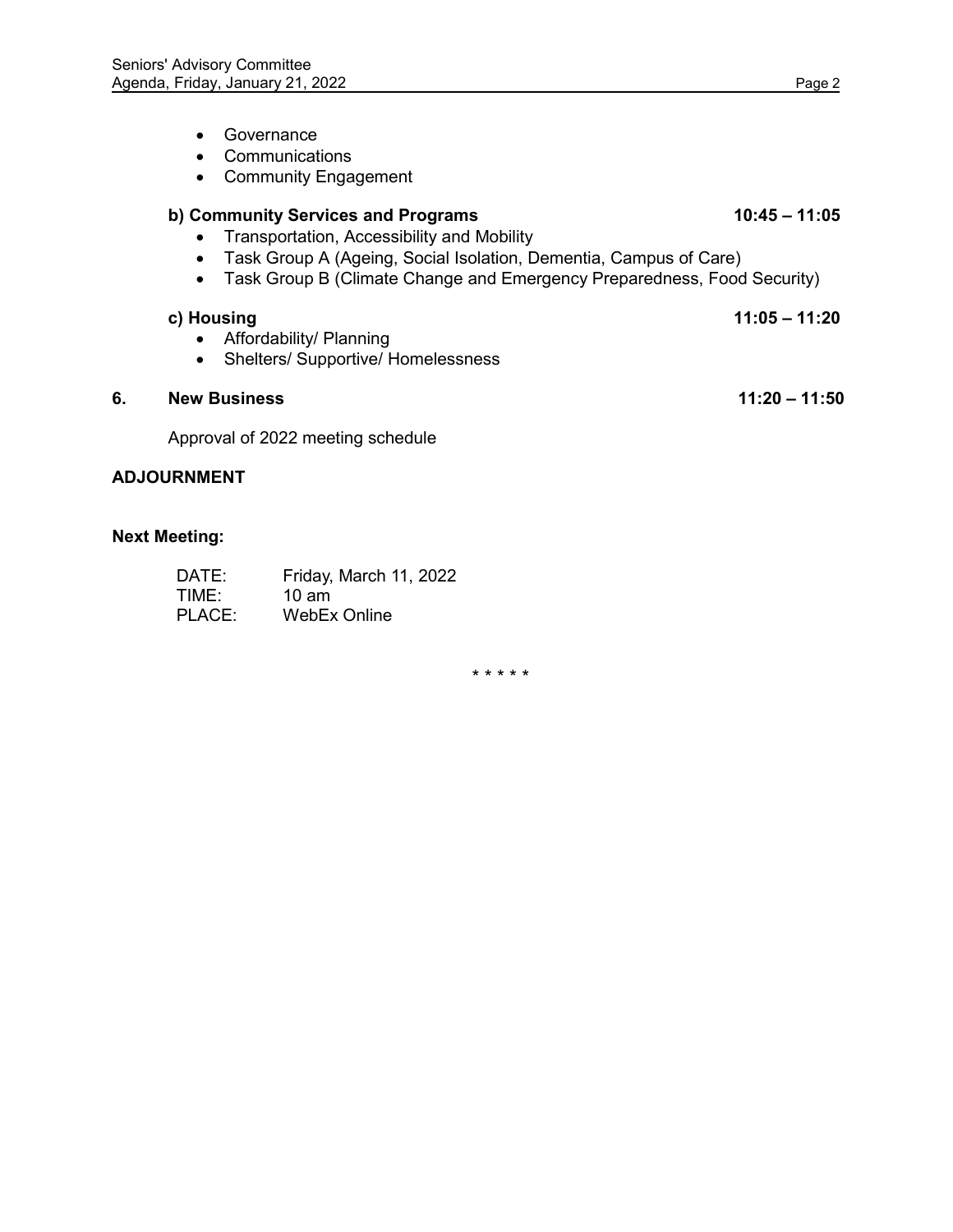- Governance
- Communications
- Community Engagement

**b) Community Services and Programs** **10:45 – 11:05**

- Transportation, Accessibility and Mobility
- Task Group A (Ageing, Social Isolation, Dementia, Campus of Care)
- Task Group B (Climate Change and Emergency Preparedness, Food Security)

**c) Housing** **11:05 – 11:20**

- Affordability/ Planning
- Shelters/ Supportive/ Homelessness

**6. New Business** **11:20 – 11:50**

Approval of 2022 meeting schedule

**ADJOURNMENT**

**Next Meeting:**

DATE: Friday, March 11, 2022
TIME: 10 am
PLACE: WebEx Online

\* \* \* \* \*